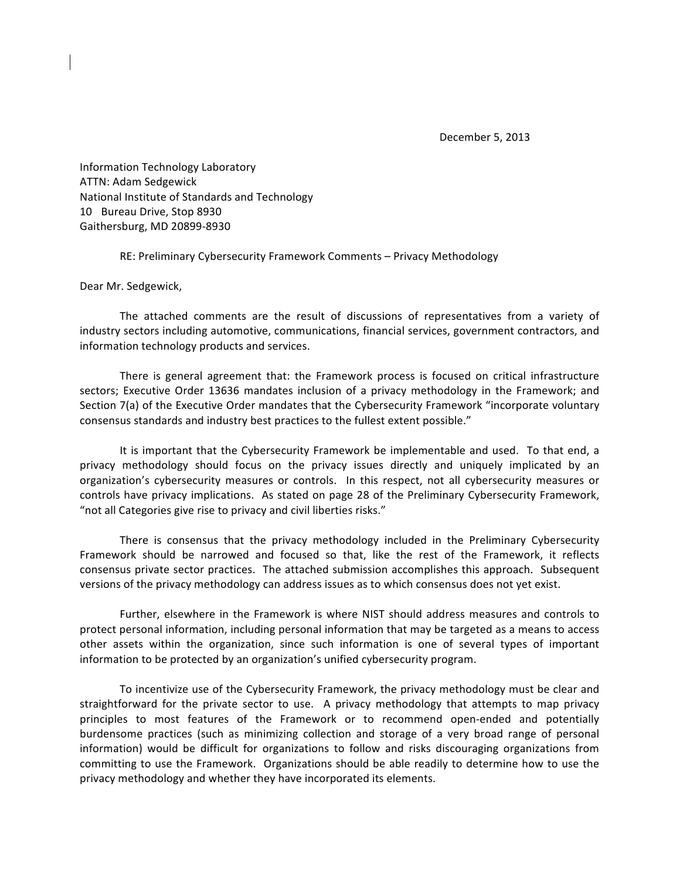December 5, 2013

Information Technology Laboratory
ATTN: Adam Sedgewick
National Institute of Standards and Technology
10 Bureau Drive, Stop 8930
Gaithersburg, MD 20899-8930

RE: Preliminary Cybersecurity Framework Comments – Privacy Methodology

Dear Mr. Sedgewick,

The attached comments are the result of discussions of representatives from a variety of industry sectors including automotive, communications, financial services, government contractors, and information technology products and services.

There is general agreement that: the Framework process is focused on critical infrastructure sectors; Executive Order 13636 mandates inclusion of a privacy methodology in the Framework; and Section 7(a) of the Executive Order mandates that the Cybersecurity Framework "incorporate voluntary consensus standards and industry best practices to the fullest extent possible."

It is important that the Cybersecurity Framework be implementable and used. To that end, a privacy methodology should focus on the privacy issues directly and uniquely implicated by an organization's cybersecurity measures or controls. In this respect, not all cybersecurity measures or controls have privacy implications. As stated on page 28 of the Preliminary Cybersecurity Framework, "not all Categories give rise to privacy and civil liberties risks."

There is consensus that the privacy methodology included in the Preliminary Cybersecurity Framework should be narrowed and focused so that, like the rest of the Framework, it reflects consensus private sector practices. The attached submission accomplishes this approach. Subsequent versions of the privacy methodology can address issues as to which consensus does not yet exist.

Further, elsewhere in the Framework is where NIST should address measures and controls to protect personal information, including personal information that may be targeted as a means to access other assets within the organization, since such information is one of several types of important information to be protected by an organization's unified cybersecurity program.

To incentivize use of the Cybersecurity Framework, the privacy methodology must be clear and straightforward for the private sector to use. A privacy methodology that attempts to map privacy principles to most features of the Framework or to recommend open-ended and potentially burdensome practices (such as minimizing collection and storage of a very broad range of personal information) would be difficult for organizations to follow and risks discouraging organizations from committing to use the Framework. Organizations should be able readily to determine how to use the privacy methodology and whether they have incorporated its elements.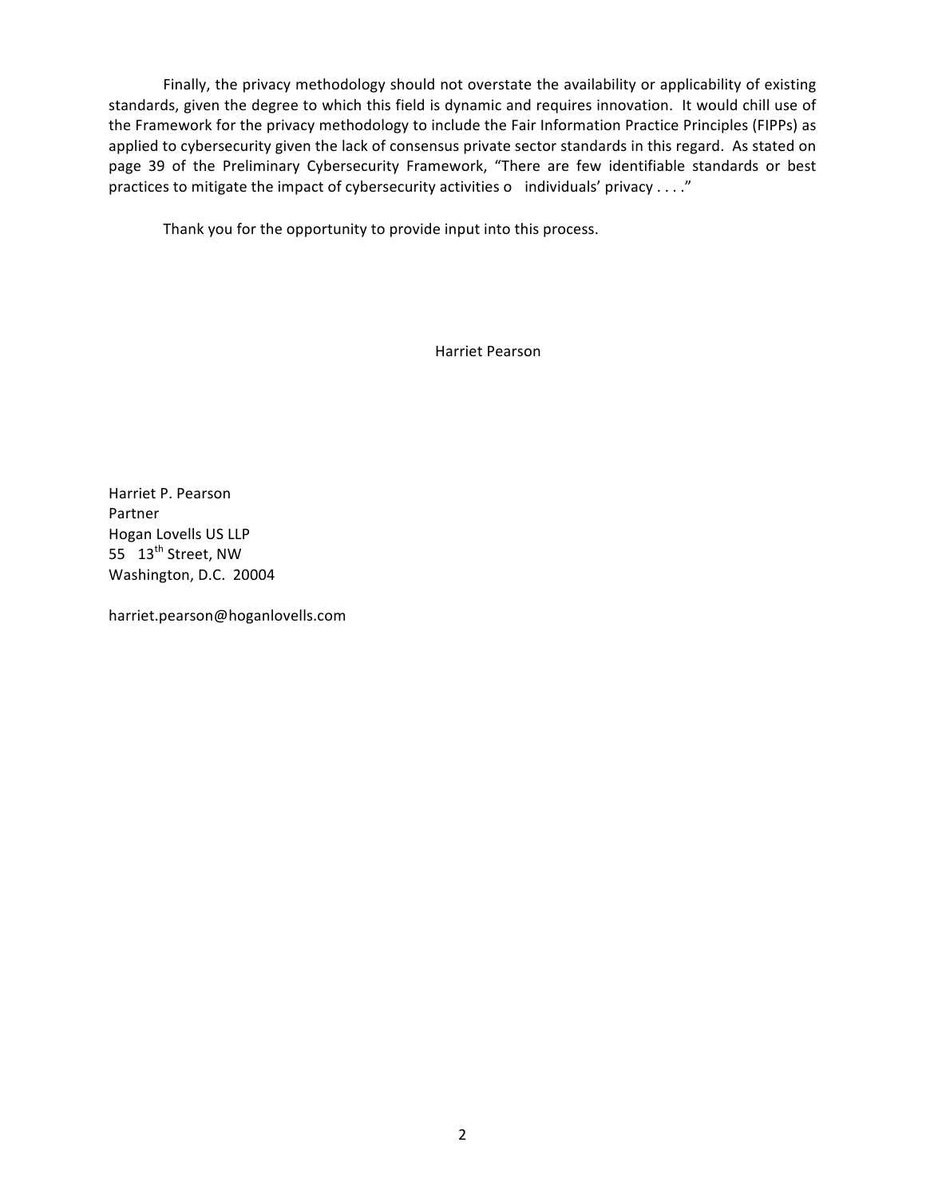Finally, the privacy methodology should not overstate the availability or applicability of existing standards, given the degree to which this field is dynamic and requires innovation. It would chill use of the Framework for the privacy methodology to include the Fair Information Practice Principles (FIPPs) as applied to cybersecurity given the lack of consensus private sector standards in this regard. As stated on page 39 of the Preliminary Cybersecurity Framework, "There are few identifiable standards or best practices to mitigate the impact of cybersecurity activities o individuals' privacy . . . ."

Thank you for the opportunity to provide input into this process.

Harriet Pearson

Harriet P. Pearson  
Partner  
Hogan Lovells US LLP  
55 13th Street, NW  
Washington, D.C. 20004

harriet.pearson@hoganlovells.com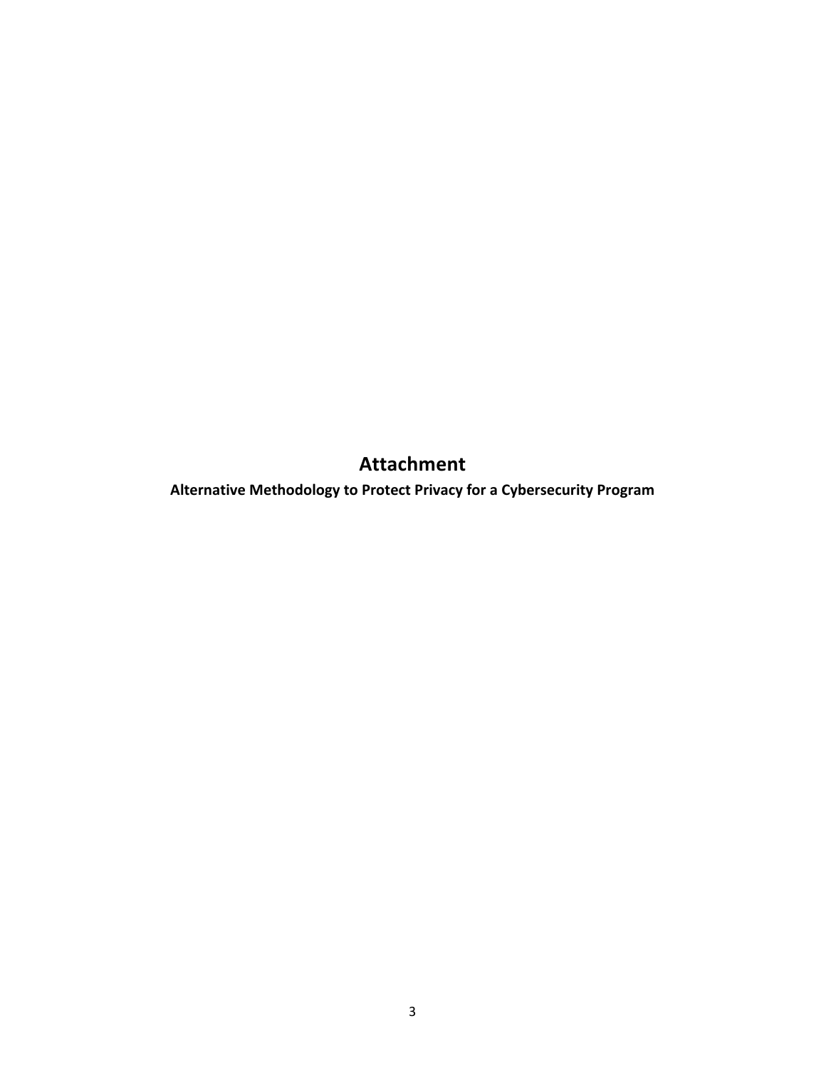# Attachment

## Alternative Methodology to Protect Privacy for a Cybersecurity Program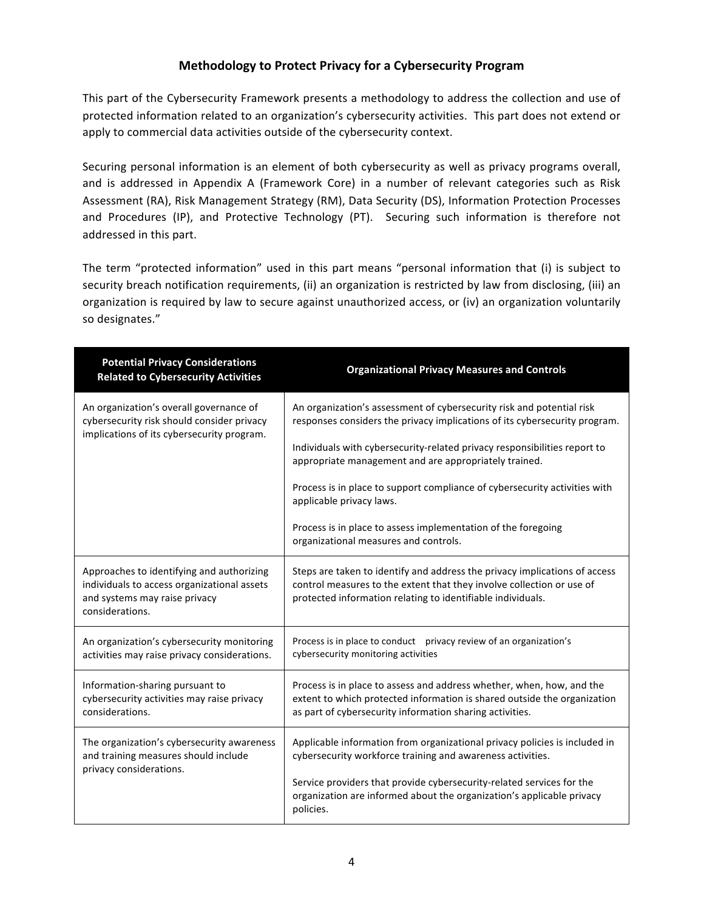## Methodology to Protect Privacy for a Cybersecurity Program

This part of the Cybersecurity Framework presents a methodology to address the collection and use of protected information related to an organization's cybersecurity activities. This part does not extend or apply to commercial data activities outside of the cybersecurity context.

Securing personal information is an element of both cybersecurity as well as privacy programs overall, and is addressed in Appendix A (Framework Core) in a number of relevant categories such as Risk Assessment (RA), Risk Management Strategy (RM), Data Security (DS), Information Protection Processes and Procedures (IP), and Protective Technology (PT). Securing such information is therefore not addressed in this part.

The term "protected information" used in this part means "personal information that (i) is subject to security breach notification requirements, (ii) an organization is restricted by law from disclosing, (iii) an organization is required by law to secure against unauthorized access, or (iv) an organization voluntarily so designates."

| Potential Privacy Considerations Related to Cybersecurity Activities | Organizational Privacy Measures and Controls |
|---|---|
| An organization's overall governance of cybersecurity risk should consider privacy implications of its cybersecurity program. | An organization's assessment of cybersecurity risk and potential risk responses considers the privacy implications of its cybersecurity program.<br><br>Individuals with cybersecurity-related privacy responsibilities report to appropriate management and are appropriately trained.<br><br>Process is in place to support compliance of cybersecurity activities with applicable privacy laws.<br><br>Process is in place to assess implementation of the foregoing organizational measures and controls. |
| Approaches to identifying and authorizing individuals to access organizational assets and systems may raise privacy considerations. | Steps are taken to identify and address the privacy implications of access control measures to the extent that they involve collection or use of protected information relating to identifiable individuals. |
| An organization's cybersecurity monitoring activities may raise privacy considerations. | Process is in place to conduct privacy review of an organization's cybersecurity monitoring activities |
| Information-sharing pursuant to cybersecurity activities may raise privacy considerations. | Process is in place to assess and address whether, when, how, and the extent to which protected information is shared outside the organization as part of cybersecurity information sharing activities. |
| The organization's cybersecurity awareness and training measures should include privacy considerations. | Applicable information from organizational privacy policies is included in cybersecurity workforce training and awareness activities.<br><br>Service providers that provide cybersecurity-related services for the organization are informed about the organization's applicable privacy policies. |